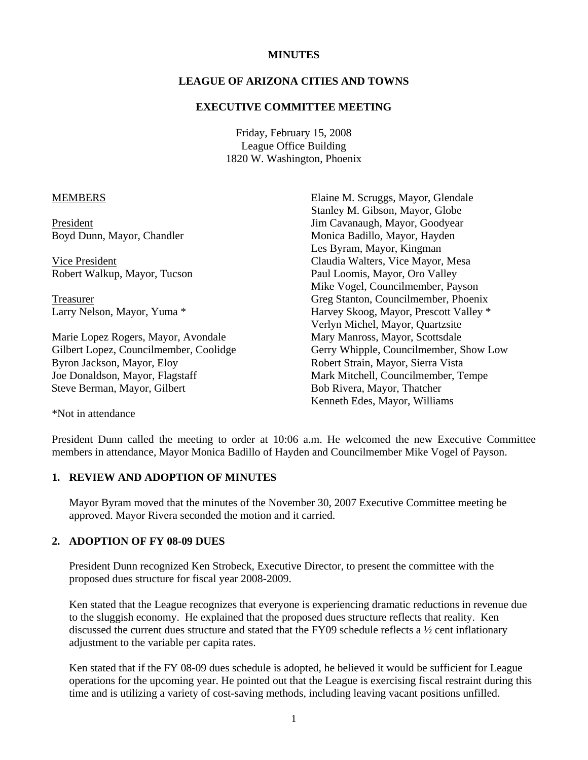# MINUTES

## LEAGUE OF ARIZONA CITIES AND TOWNS

## EXECUTIVE COMMITTEE MEETING

Friday, February 15, 2008
League Office Building
1820 W. Washington, Phoenix

MEMBERS

President
Boyd Dunn, Mayor, Chandler

Vice President
Robert Walkup, Mayor, Tucson

Treasurer
Larry Nelson, Mayor, Yuma *

Marie Lopez Rogers, Mayor, Avondale
Gilbert Lopez, Councilmember, Coolidge
Byron Jackson, Mayor, Eloy
Joe Donaldson, Mayor, Flagstaff
Steve Berman, Mayor, Gilbert
Elaine M. Scruggs, Mayor, Glendale
Stanley M. Gibson, Mayor, Globe
Jim Cavanaugh, Mayor, Goodyear
Monica Badillo, Mayor, Hayden
Les Byram, Mayor, Kingman
Claudia Walters, Vice Mayor, Mesa
Paul Loomis, Mayor, Oro Valley
Mike Vogel, Councilmember, Payson
Greg Stanton, Councilmember, Phoenix
Harvey Skoog, Mayor, Prescott Valley *
Verlyn Michel, Mayor, Quartzsite
Mary Manross, Mayor, Scottsdale
Gerry Whipple, Councilmember, Show Low
Robert Strain, Mayor, Sierra Vista
Mark Mitchell, Councilmember, Tempe
Bob Rivera, Mayor, Thatcher
Kenneth Edes, Mayor, Williams

*Not in attendance

President Dunn called the meeting to order at 10:06 a.m. He welcomed the new Executive Committee members in attendance, Mayor Monica Badillo of Hayden and Councilmember Mike Vogel of Payson.

### 1. REVIEW AND ADOPTION OF MINUTES

Mayor Byram moved that the minutes of the November 30, 2007 Executive Committee meeting be approved. Mayor Rivera seconded the motion and it carried.

### 2. ADOPTION OF FY 08-09 DUES

President Dunn recognized Ken Strobeck, Executive Director, to present the committee with the proposed dues structure for fiscal year 2008-2009.

Ken stated that the League recognizes that everyone is experiencing dramatic reductions in revenue due to the sluggish economy. He explained that the proposed dues structure reflects that reality. Ken discussed the current dues structure and stated that the FY09 schedule reflects a ½ cent inflationary adjustment to the variable per capita rates.

Ken stated that if the FY 08-09 dues schedule is adopted, he believed it would be sufficient for League operations for the upcoming year. He pointed out that the League is exercising fiscal restraint during this time and is utilizing a variety of cost-saving methods, including leaving vacant positions unfilled.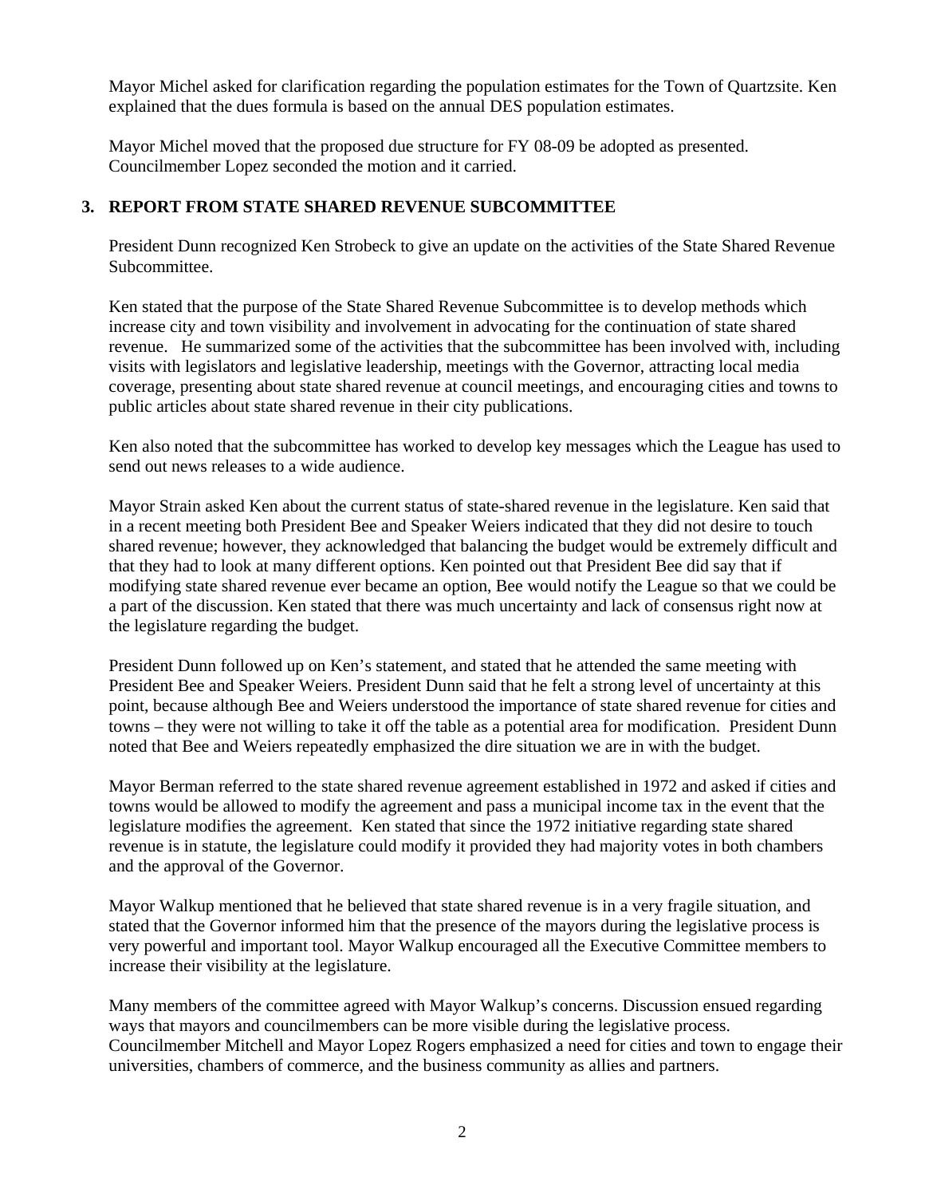Mayor Michel asked for clarification regarding the population estimates for the Town of Quartzsite. Ken explained that the dues formula is based on the annual DES population estimates.

Mayor Michel moved that the proposed due structure for FY 08-09 be adopted as presented. Councilmember Lopez seconded the motion and it carried.

## 3. REPORT FROM STATE SHARED REVENUE SUBCOMMITTEE

President Dunn recognized Ken Strobeck to give an update on the activities of the State Shared Revenue Subcommittee.

Ken stated that the purpose of the State Shared Revenue Subcommittee is to develop methods which increase city and town visibility and involvement in advocating for the continuation of state shared revenue. He summarized some of the activities that the subcommittee has been involved with, including visits with legislators and legislative leadership, meetings with the Governor, attracting local media coverage, presenting about state shared revenue at council meetings, and encouraging cities and towns to public articles about state shared revenue in their city publications.

Ken also noted that the subcommittee has worked to develop key messages which the League has used to send out news releases to a wide audience.

Mayor Strain asked Ken about the current status of state-shared revenue in the legislature. Ken said that in a recent meeting both President Bee and Speaker Weiers indicated that they did not desire to touch shared revenue; however, they acknowledged that balancing the budget would be extremely difficult and that they had to look at many different options. Ken pointed out that President Bee did say that if modifying state shared revenue ever became an option, Bee would notify the League so that we could be a part of the discussion. Ken stated that there was much uncertainty and lack of consensus right now at the legislature regarding the budget.

President Dunn followed up on Ken's statement, and stated that he attended the same meeting with President Bee and Speaker Weiers. President Dunn said that he felt a strong level of uncertainty at this point, because although Bee and Weiers understood the importance of state shared revenue for cities and towns – they were not willing to take it off the table as a potential area for modification. President Dunn noted that Bee and Weiers repeatedly emphasized the dire situation we are in with the budget.

Mayor Berman referred to the state shared revenue agreement established in 1972 and asked if cities and towns would be allowed to modify the agreement and pass a municipal income tax in the event that the legislature modifies the agreement. Ken stated that since the 1972 initiative regarding state shared revenue is in statute, the legislature could modify it provided they had majority votes in both chambers and the approval of the Governor.

Mayor Walkup mentioned that he believed that state shared revenue is in a very fragile situation, and stated that the Governor informed him that the presence of the mayors during the legislative process is very powerful and important tool. Mayor Walkup encouraged all the Executive Committee members to increase their visibility at the legislature.

Many members of the committee agreed with Mayor Walkup's concerns. Discussion ensued regarding ways that mayors and councilmembers can be more visible during the legislative process. Councilmember Mitchell and Mayor Lopez Rogers emphasized a need for cities and town to engage their universities, chambers of commerce, and the business community as allies and partners.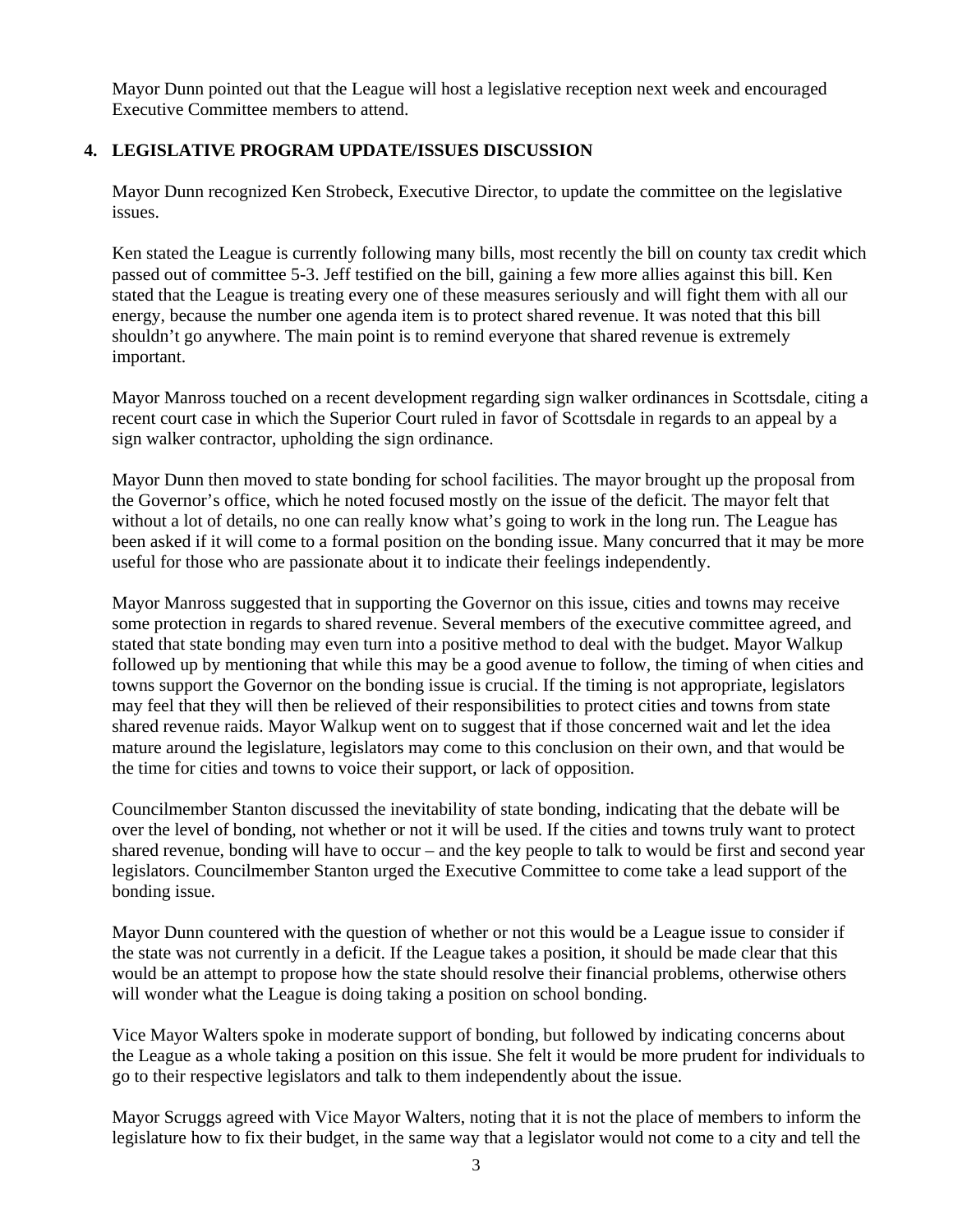Mayor Dunn pointed out that the League will host a legislative reception next week and encouraged Executive Committee members to attend.

## 4. LEGISLATIVE PROGRAM UPDATE/ISSUES DISCUSSION

Mayor Dunn recognized Ken Strobeck, Executive Director, to update the committee on the legislative issues.

Ken stated the League is currently following many bills, most recently the bill on county tax credit which passed out of committee 5-3. Jeff testified on the bill, gaining a few more allies against this bill. Ken stated that the League is treating every one of these measures seriously and will fight them with all our energy, because the number one agenda item is to protect shared revenue. It was noted that this bill shouldn't go anywhere. The main point is to remind everyone that shared revenue is extremely important.

Mayor Manross touched on a recent development regarding sign walker ordinances in Scottsdale, citing a recent court case in which the Superior Court ruled in favor of Scottsdale in regards to an appeal by a sign walker contractor, upholding the sign ordinance.

Mayor Dunn then moved to state bonding for school facilities. The mayor brought up the proposal from the Governor's office, which he noted focused mostly on the issue of the deficit. The mayor felt that without a lot of details, no one can really know what's going to work in the long run. The League has been asked if it will come to a formal position on the bonding issue. Many concurred that it may be more useful for those who are passionate about it to indicate their feelings independently.

Mayor Manross suggested that in supporting the Governor on this issue, cities and towns may receive some protection in regards to shared revenue. Several members of the executive committee agreed, and stated that state bonding may even turn into a positive method to deal with the budget. Mayor Walkup followed up by mentioning that while this may be a good avenue to follow, the timing of when cities and towns support the Governor on the bonding issue is crucial. If the timing is not appropriate, legislators may feel that they will then be relieved of their responsibilities to protect cities and towns from state shared revenue raids. Mayor Walkup went on to suggest that if those concerned wait and let the idea mature around the legislature, legislators may come to this conclusion on their own, and that would be the time for cities and towns to voice their support, or lack of opposition.

Councilmember Stanton discussed the inevitability of state bonding, indicating that the debate will be over the level of bonding, not whether or not it will be used. If the cities and towns truly want to protect shared revenue, bonding will have to occur – and the key people to talk to would be first and second year legislators. Councilmember Stanton urged the Executive Committee to come take a lead support of the bonding issue.

Mayor Dunn countered with the question of whether or not this would be a League issue to consider if the state was not currently in a deficit. If the League takes a position, it should be made clear that this would be an attempt to propose how the state should resolve their financial problems, otherwise others will wonder what the League is doing taking a position on school bonding.

Vice Mayor Walters spoke in moderate support of bonding, but followed by indicating concerns about the League as a whole taking a position on this issue. She felt it would be more prudent for individuals to go to their respective legislators and talk to them independently about the issue.

Mayor Scruggs agreed with Vice Mayor Walters, noting that it is not the place of members to inform the legislature how to fix their budget, in the same way that a legislator would not come to a city and tell the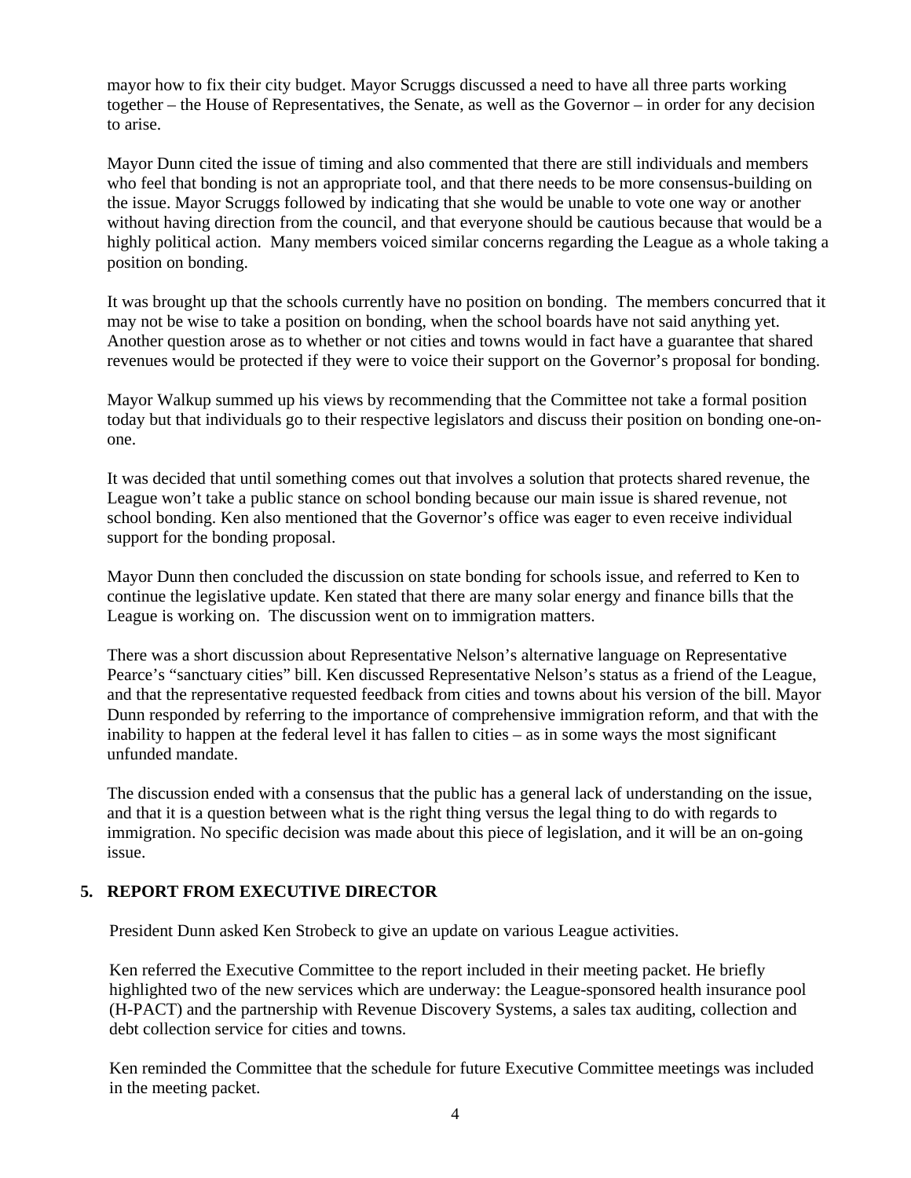mayor how to fix their city budget. Mayor Scruggs discussed a need to have all three parts working together – the House of Representatives, the Senate, as well as the Governor – in order for any decision to arise.

Mayor Dunn cited the issue of timing and also commented that there are still individuals and members who feel that bonding is not an appropriate tool, and that there needs to be more consensus-building on the issue. Mayor Scruggs followed by indicating that she would be unable to vote one way or another without having direction from the council, and that everyone should be cautious because that would be a highly political action. Many members voiced similar concerns regarding the League as a whole taking a position on bonding.

It was brought up that the schools currently have no position on bonding. The members concurred that it may not be wise to take a position on bonding, when the school boards have not said anything yet. Another question arose as to whether or not cities and towns would in fact have a guarantee that shared revenues would be protected if they were to voice their support on the Governor's proposal for bonding.

Mayor Walkup summed up his views by recommending that the Committee not take a formal position today but that individuals go to their respective legislators and discuss their position on bonding one-on-one.

It was decided that until something comes out that involves a solution that protects shared revenue, the League won't take a public stance on school bonding because our main issue is shared revenue, not school bonding. Ken also mentioned that the Governor's office was eager to even receive individual support for the bonding proposal.

Mayor Dunn then concluded the discussion on state bonding for schools issue, and referred to Ken to continue the legislative update. Ken stated that there are many solar energy and finance bills that the League is working on. The discussion went on to immigration matters.

There was a short discussion about Representative Nelson's alternative language on Representative Pearce's "sanctuary cities" bill. Ken discussed Representative Nelson's status as a friend of the League, and that the representative requested feedback from cities and towns about his version of the bill. Mayor Dunn responded by referring to the importance of comprehensive immigration reform, and that with the inability to happen at the federal level it has fallen to cities – as in some ways the most significant unfunded mandate.

The discussion ended with a consensus that the public has a general lack of understanding on the issue, and that it is a question between what is the right thing versus the legal thing to do with regards to immigration. No specific decision was made about this piece of legislation, and it will be an on-going issue.

## 5. REPORT FROM EXECUTIVE DIRECTOR

President Dunn asked Ken Strobeck to give an update on various League activities.

Ken referred the Executive Committee to the report included in their meeting packet. He briefly highlighted two of the new services which are underway: the League-sponsored health insurance pool (H-PACT) and the partnership with Revenue Discovery Systems, a sales tax auditing, collection and debt collection service for cities and towns.

Ken reminded the Committee that the schedule for future Executive Committee meetings was included in the meeting packet.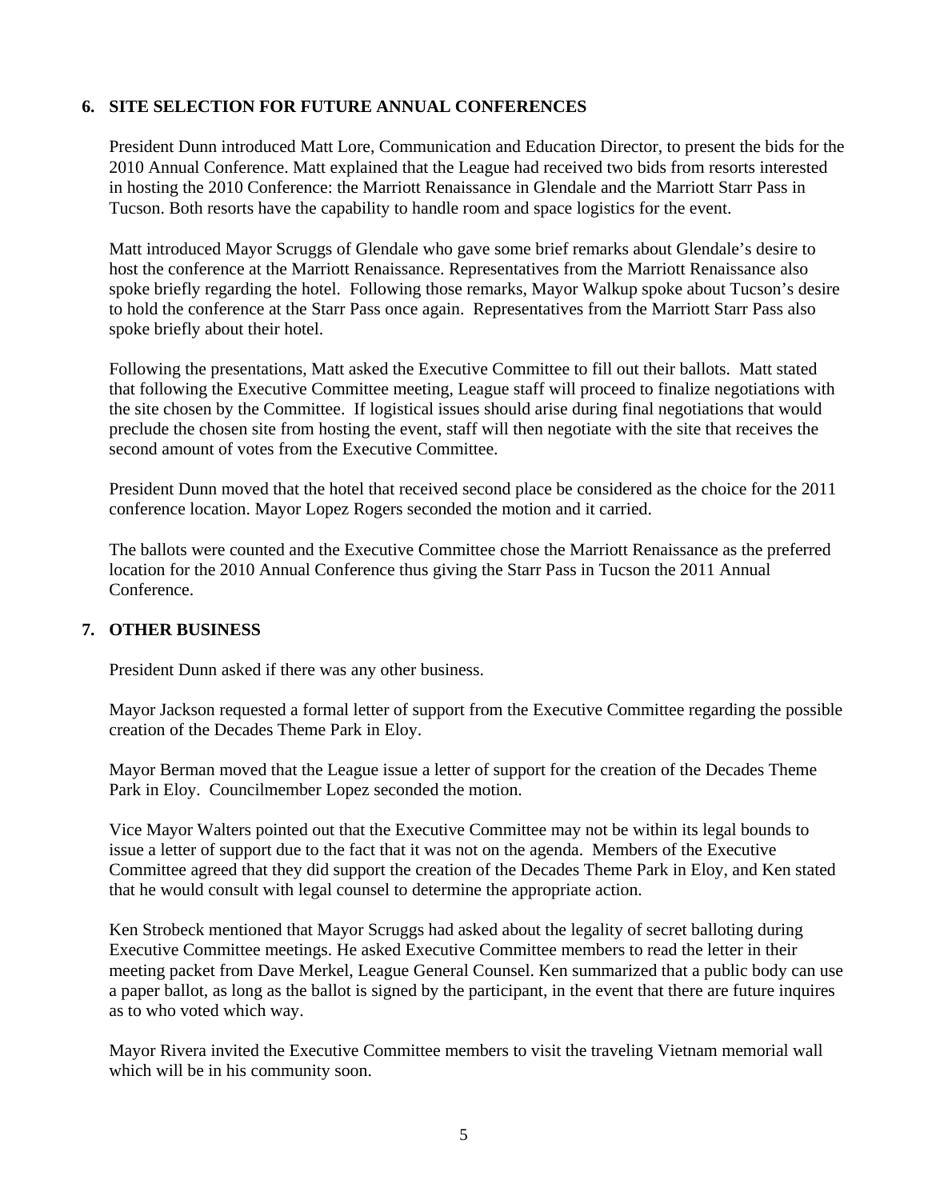## 6. SITE SELECTION FOR FUTURE ANNUAL CONFERENCES

President Dunn introduced Matt Lore, Communication and Education Director, to present the bids for the 2010 Annual Conference. Matt explained that the League had received two bids from resorts interested in hosting the 2010 Conference: the Marriott Renaissance in Glendale and the Marriott Starr Pass in Tucson. Both resorts have the capability to handle room and space logistics for the event.

Matt introduced Mayor Scruggs of Glendale who gave some brief remarks about Glendale's desire to host the conference at the Marriott Renaissance. Representatives from the Marriott Renaissance also spoke briefly regarding the hotel. Following those remarks, Mayor Walkup spoke about Tucson's desire to hold the conference at the Starr Pass once again. Representatives from the Marriott Starr Pass also spoke briefly about their hotel.

Following the presentations, Matt asked the Executive Committee to fill out their ballots. Matt stated that following the Executive Committee meeting, League staff will proceed to finalize negotiations with the site chosen by the Committee. If logistical issues should arise during final negotiations that would preclude the chosen site from hosting the event, staff will then negotiate with the site that receives the second amount of votes from the Executive Committee.

President Dunn moved that the hotel that received second place be considered as the choice for the 2011 conference location. Mayor Lopez Rogers seconded the motion and it carried.

The ballots were counted and the Executive Committee chose the Marriott Renaissance as the preferred location for the 2010 Annual Conference thus giving the Starr Pass in Tucson the 2011 Annual Conference.

## 7. OTHER BUSINESS

President Dunn asked if there was any other business.

Mayor Jackson requested a formal letter of support from the Executive Committee regarding the possible creation of the Decades Theme Park in Eloy.

Mayor Berman moved that the League issue a letter of support for the creation of the Decades Theme Park in Eloy. Councilmember Lopez seconded the motion.

Vice Mayor Walters pointed out that the Executive Committee may not be within its legal bounds to issue a letter of support due to the fact that it was not on the agenda. Members of the Executive Committee agreed that they did support the creation of the Decades Theme Park in Eloy, and Ken stated that he would consult with legal counsel to determine the appropriate action.

Ken Strobeck mentioned that Mayor Scruggs had asked about the legality of secret balloting during Executive Committee meetings. He asked Executive Committee members to read the letter in their meeting packet from Dave Merkel, League General Counsel. Ken summarized that a public body can use a paper ballot, as long as the ballot is signed by the participant, in the event that there are future inquires as to who voted which way.

Mayor Rivera invited the Executive Committee members to visit the traveling Vietnam memorial wall which will be in his community soon.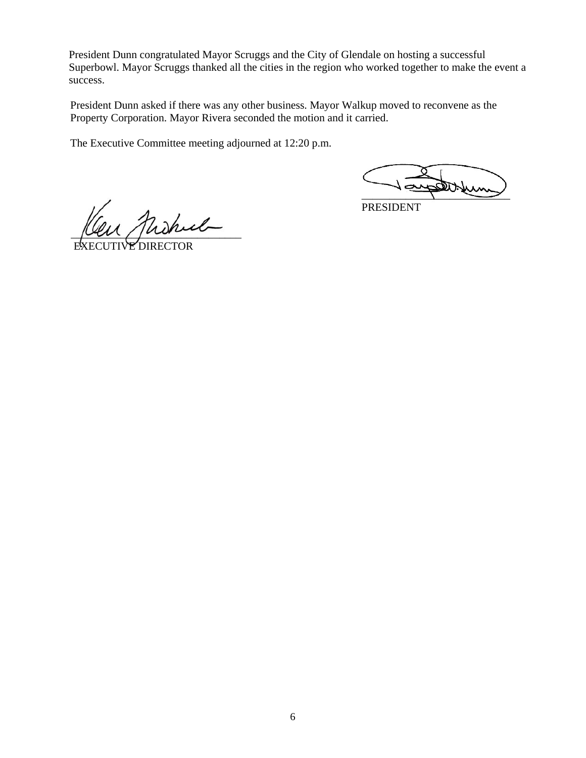President Dunn congratulated Mayor Scruggs and the City of Glendale on hosting a successful Superbowl. Mayor Scruggs thanked all the cities in the region who worked together to make the event a success.

President Dunn asked if there was any other business. Mayor Walkup moved to reconvene as the Property Corporation. Mayor Rivera seconded the motion and it carried.

The Executive Committee meeting adjourned at 12:20 p.m.

PRESIDENT

EXECUTIVE DIRECTOR